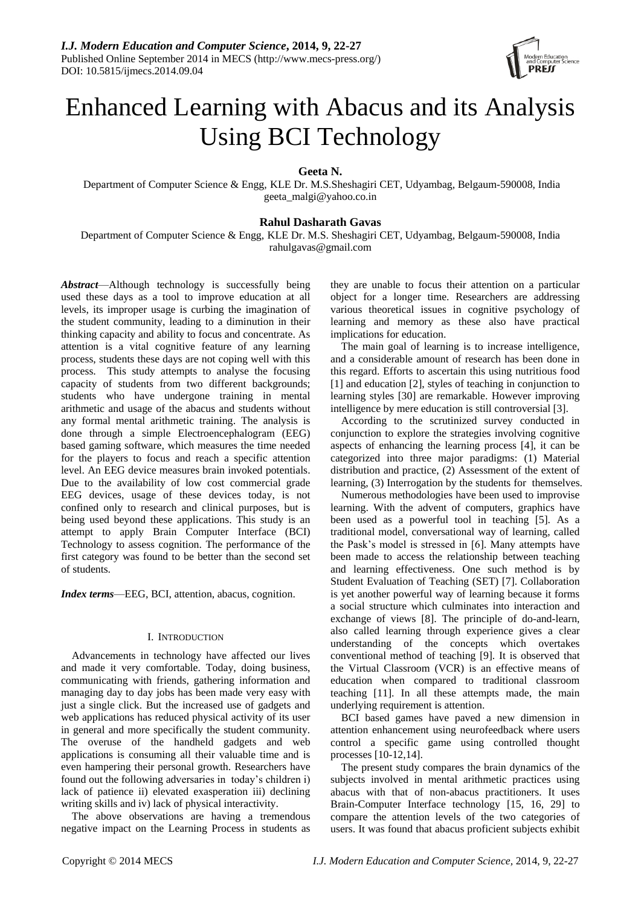# Enhanced Learning with Abacus and its Analysis Using BCI Technology

**Geeta N.**

Department of Computer Science & Engg, KLE Dr. M.S.Sheshagiri CET, Udyambag, Belgaum-590008, India
geeta_malgi@yahoo.co.in

**Rahul Dasharath Gavas**

Department of Computer Science & Engg, KLE Dr. M.S. Sheshagiri CET, Udyambag, Belgaum-590008, India
rahulgavas@gmail.com

***Abstract*****—**Although technology is successfully being used these days as a tool to improve education at all levels, its improper usage is curbing the imagination of the student community, leading to a diminution in their thinking capacity and ability to focus and concentrate. As attention is a vital cognitive feature of any learning process, students these days are not coping well with this process. This study attempts to analyse the focusing capacity of students from two different backgrounds; students who have undergone training in mental arithmetic and usage of the abacus and students without any formal mental arithmetic training. The analysis is done through a simple Electroencephalogram (EEG) based gaming software, which measures the time needed for the players to focus and reach a specific attention level. An EEG device measures brain invoked potentials. Due to the availability of low cost commercial grade EEG devices, usage of these devices today, is not confined only to research and clinical purposes, but is being used beyond these applications. This study is an attempt to apply Brain Computer Interface (BCI) Technology to assess cognition. The performance of the first category was found to be better than the second set of students.

***Index terms*****—**EEG, BCI, attention, abacus, cognition.

## I. Introduction

Advancements in technology have affected our lives and made it very comfortable. Today, doing business, communicating with friends, gathering information and managing day to day jobs has been made very easy with just a single click. But the increased use of gadgets and web applications has reduced physical activity of its user in general and more specifically the student community. The overuse of the handheld gadgets and web applications is consuming all their valuable time and is even hampering their personal growth. Researchers have found out the following adversaries in today's children i) lack of patience ii) elevated exasperation iii) declining writing skills and iv) lack of physical interactivity.

The above observations are having a tremendous negative impact on the Learning Process in students as they are unable to focus their attention on a particular object for a longer time. Researchers are addressing various theoretical issues in cognitive psychology of learning and memory as these also have practical implications for education.

The main goal of learning is to increase intelligence, and a considerable amount of research has been done in this regard. Efforts to ascertain this using nutritious food [1] and education [2], styles of teaching in conjunction to learning styles [30] are remarkable. However improving intelligence by mere education is still controversial [3].

According to the scrutinized survey conducted in conjunction to explore the strategies involving cognitive aspects of enhancing the learning process [4], it can be categorized into three major paradigms: (1) Material distribution and practice, (2) Assessment of the extent of learning, (3) Interrogation by the students for themselves.

Numerous methodologies have been used to improvise learning. With the advent of computers, graphics have been used as a powerful tool in teaching [5]. As a traditional model, conversational way of learning, called the Pask's model is stressed in [6]. Many attempts have been made to access the relationship between teaching and learning effectiveness. One such method is by Student Evaluation of Teaching (SET) [7]. Collaboration is yet another powerful way of learning because it forms a social structure which culminates into interaction and exchange of views [8]. The principle of do-and-learn, also called learning through experience gives a clear understanding of the concepts which overtakes conventional method of teaching [9]. It is observed that the Virtual Classroom (VCR) is an effective means of education when compared to traditional classroom teaching [11]. In all these attempts made, the main underlying requirement is attention.

BCI based games have paved a new dimension in attention enhancement using neurofeedback where users control a specific game using controlled thought processes [10-12,14].

The present study compares the brain dynamics of the subjects involved in mental arithmetic practices using abacus with that of non-abacus practitioners. It uses Brain-Computer Interface technology [15, 16, 29] to compare the attention levels of the two categories of users. It was found that abacus proficient subjects exhibit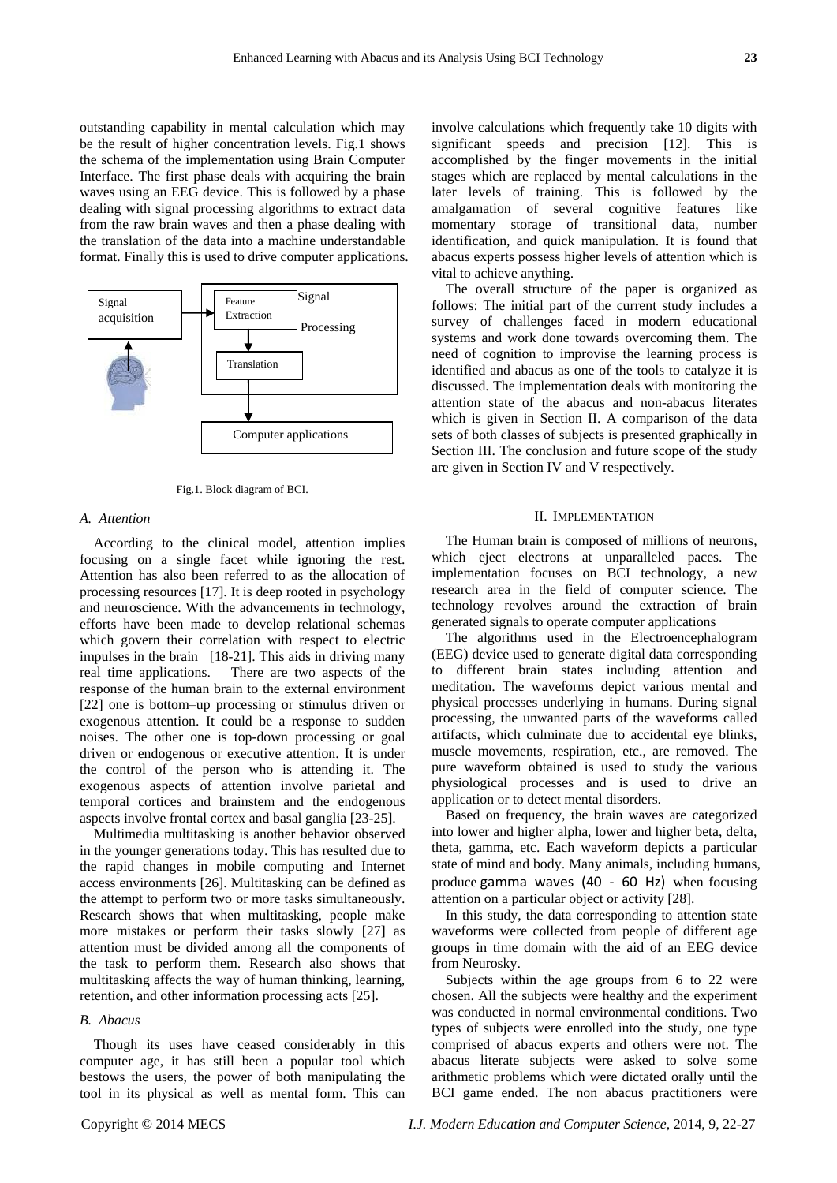outstanding capability in mental calculation which may be the result of higher concentration levels. Fig.1 shows the schema of the implementation using Brain Computer Interface. The first phase deals with acquiring the brain waves using an EEG device. This is followed by a phase dealing with signal processing algorithms to extract data from the raw brain waves and then a phase dealing with the translation of the data into a machine understandable format. Finally this is used to drive computer applications.

Fig.1. Block diagram of BCI.

### *A. Attention*

According to the clinical model, attention implies focusing on a single facet while ignoring the rest. Attention has also been referred to as the allocation of processing resources [17]. It is deep rooted in psychology and neuroscience. With the advancements in technology, efforts have been made to develop relational schemas which govern their correlation with respect to electric impulses in the brain [18-21]. This aids in driving many real time applications. There are two aspects of the response of the human brain to the external environment [22] one is bottom–up processing or stimulus driven or exogenous attention. It could be a response to sudden noises. The other one is top-down processing or goal driven or endogenous or executive attention. It is under the control of the person who is attending it. The exogenous aspects of attention involve parietal and temporal cortices and brainstem and the endogenous aspects involve frontal cortex and basal ganglia [23-25].

Multimedia multitasking is another behavior observed in the younger generations today. This has resulted due to the rapid changes in mobile computing and Internet access environments [26]. Multitasking can be defined as the attempt to perform two or more tasks simultaneously. Research shows that when multitasking, people make more mistakes or perform their tasks slowly [27] as attention must be divided among all the components of the task to perform them. Research also shows that multitasking affects the way of human thinking, learning, retention, and other information processing acts [25].

### *B. Abacus*

Though its uses have ceased considerably in this computer age, it has still been a popular tool which bestows the users, the power of both manipulating the tool in its physical as well as mental form. This can involve calculations which frequently take 10 digits with significant speeds and precision [12]. This is accomplished by the finger movements in the initial stages which are replaced by mental calculations in the later levels of training. This is followed by the amalgamation of several cognitive features like momentary storage of transitional data, number identification, and quick manipulation. It is found that abacus experts possess higher levels of attention which is vital to achieve anything.

The overall structure of the paper is organized as follows: The initial part of the current study includes a survey of challenges faced in modern educational systems and work done towards overcoming them. The need of cognition to improvise the learning process is identified and abacus as one of the tools to catalyze it is discussed. The implementation deals with monitoring the attention state of the abacus and non-abacus literates which is given in Section II. A comparison of the data sets of both classes of subjects is presented graphically in Section III. The conclusion and future scope of the study are given in Section IV and V respectively.

## II. Implementation

The Human brain is composed of millions of neurons, which eject electrons at unparalleled paces. The implementation focuses on BCI technology, a new research area in the field of computer science. The technology revolves around the extraction of brain generated signals to operate computer applications

The algorithms used in the Electroencephalogram (EEG) device used to generate digital data corresponding to different brain states including attention and meditation. The waveforms depict various mental and physical processes underlying in humans. During signal processing, the unwanted parts of the waveforms called artifacts, which culminate due to accidental eye blinks, muscle movements, respiration, etc., are removed. The pure waveform obtained is used to study the various physiological processes and is used to drive an application or to detect mental disorders.

Based on frequency, the brain waves are categorized into lower and higher alpha, lower and higher beta, delta, theta, gamma, etc. Each waveform depicts a particular state of mind and body. Many animals, including humans, produce gamma waves (40 - 60 Hz) when focusing attention on a particular object or activity [28].

In this study, the data corresponding to attention state waveforms were collected from people of different age groups in time domain with the aid of an EEG device from Neurosky.

Subjects within the age groups from 6 to 22 were chosen. All the subjects were healthy and the experiment was conducted in normal environmental conditions. Two types of subjects were enrolled into the study, one type comprised of abacus experts and others were not. The abacus literate subjects were asked to solve some arithmetic problems which were dictated orally until the BCI game ended. The non abacus practitioners were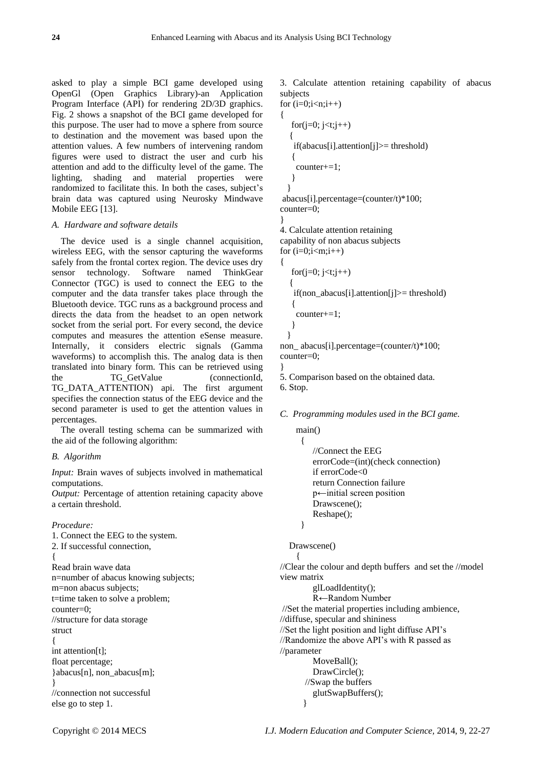asked to play a simple BCI game developed using OpenGl (Open Graphics Library)-an Application Program Interface (API) for rendering 2D/3D graphics. Fig. 2 shows a snapshot of the BCI game developed for this purpose. The user had to move a sphere from source to destination and the movement was based upon the attention values. A few numbers of intervening random figures were used to distract the user and curb his attention and add to the difficulty level of the game. The lighting, shading and material properties were randomized to facilitate this. In both the cases, subject's brain data was captured using Neurosky Mindwave Mobile EEG [13].

### *A. Hardware and software details*

The device used is a single channel acquisition, wireless EEG, with the sensor capturing the waveforms safely from the frontal cortex region. The device uses dry sensor technology. Software named ThinkGear Connector (TGC) is used to connect the EEG to the computer and the data transfer takes place through the Bluetooth device. TGC runs as a background process and directs the data from the headset to an open network socket from the serial port. For every second, the device computes and measures the attention eSense measure. Internally, it considers electric signals (Gamma waveforms) to accomplish this. The analog data is then translated into binary form. This can be retrieved using the TG_GetValue (connectionId, TG_DATA_ATTENTION) api. The first argument specifies the connection status of the EEG device and the second parameter is used to get the attention values in percentages.

The overall testing schema can be summarized with the aid of the following algorithm:

### *B. Algorithm*

*Input:* Brain waves of subjects involved in mathematical computations.

*Output:* Percentage of attention retaining capacity above a certain threshold.

*Procedure:*

```
1. Connect the EEG to the system.
2. If successful connection,
{
Read brain wave data
n=number of abacus knowing subjects;
m=non abacus subjects;
t=time taken to solve a problem;
counter=0;
//structure for data storage
struct
{
int attention[t];
float percentage;
}abacus[n], non_abacus[m];
}
//connection not successful
else go to step 1.
3. Calculate attention retaining capability of abacus subjects
for (i=0;i<n;i++)
{
   for(j=0; j<t;j++)
   {
    if(abacus[i].attention[j]>= threshold)
    {
     counter+=1;
    }
   }
 abacus[i].percentage=(counter/t)*100;
counter=0;
}
4. Calculate attention retaining
capability of non abacus subjects
for (i=0;i<m;i++)
{
   for(j=0; j<t;j++)
   {
    if(non_abacus[i].attention[j]>= threshold)
    {
     counter+=1;
    }
   }
non_ abacus[i].percentage=(counter/t)*100;
counter=0;
}
5. Comparison based on the obtained data.
6. Stop.
```

### *C. Programming modules used in the BCI game.*

```
main()
  {
     //Connect the EEG
     errorCode=(int)(check connection)
     if errorCode<0
     return Connection failure
     p←initial screen position
     Drawscene();
     Reshape();
  }

Drawscene()
  {
//Clear the colour and depth buffers and set the //model
view matrix
     glLoadIdentity();
     R←Random Number
//Set the material properties including ambience,
//diffuse, specular and shininess
//Set the light position and light diffuse API's
//Randomize the above API's with R passed as
//parameter
     MoveBall();
     DrawCircle();
   //Swap the buffers
     glutSwapBuffers();
  }
```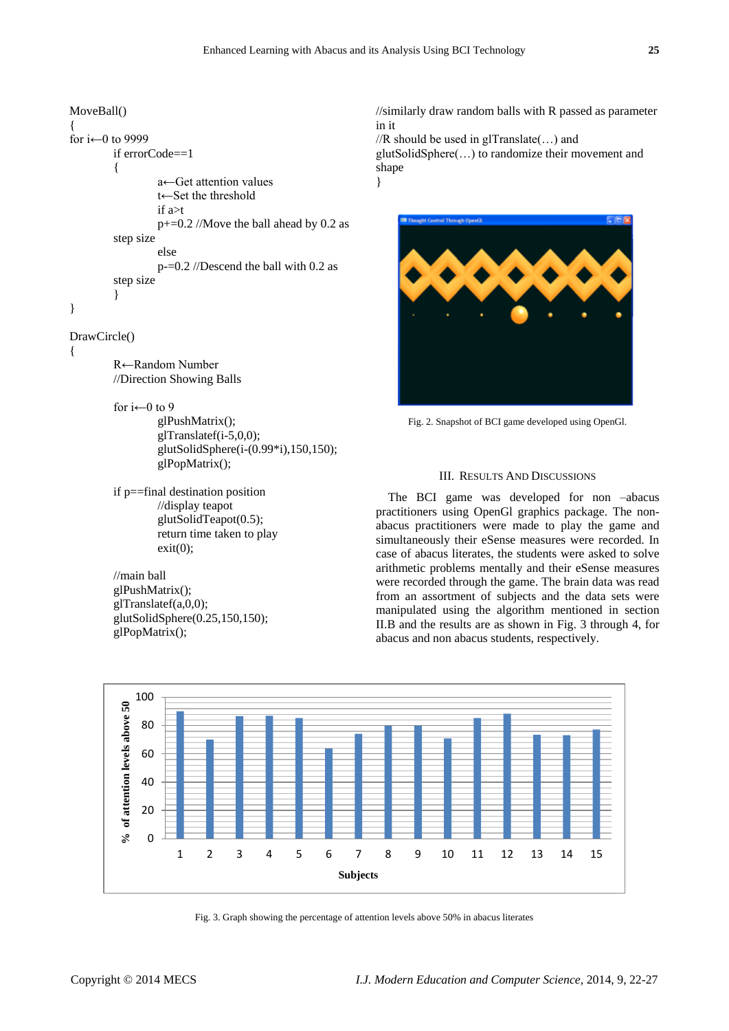```
MoveBall()
{
for i←0 to 9999
        if errorCode==1
        {
                a←Get attention values
                t←Set the threshold
                if a>t
                p+=0.2 //Move the ball ahead by 0.2 as
        step size
                else
                p-=0.2 //Descend the ball with 0.2 as
        step size
        }
}

DrawCircle()
{
        R←Random Number
        //Direction Showing Balls

        for i←0 to 9
                glPushMatrix();
                glTranslatef(i-5,0,0);
                glutSolidSphere(i-(0.99*i),150,150);
                glPopMatrix();

        if p==final destination position
                //display teapot
                glutSolidTeapot(0.5);
                return time taken to play
                exit(0);

        //main ball
        glPushMatrix();
        glTranslatef(a,0,0);
        glutSolidSphere(0.25,150,150);
        glPopMatrix();

//similarly draw random balls with R passed as parameter in it
//R should be used in glTranslate(…) and glutSolidSphere(…) to randomize their movement and shape
}
```

Fig. 2. Snapshot of BCI game developed using OpenGl.

## III. Results And Discussions

The BCI game was developed for non –abacus practitioners using OpenGl graphics package. The non-abacus practitioners were made to play the game and simultaneously their eSense measures were recorded. In case of abacus literates, the students were asked to solve arithmetic problems mentally and their eSense measures were recorded through the game. The brain data was read from an assortment of subjects and the data sets were manipulated using the algorithm mentioned in section II.B and the results are as shown in Fig. 3 through 4, for abacus and non abacus students, respectively.

Fig. 3. Graph showing the percentage of attention levels above 50% in abacus literates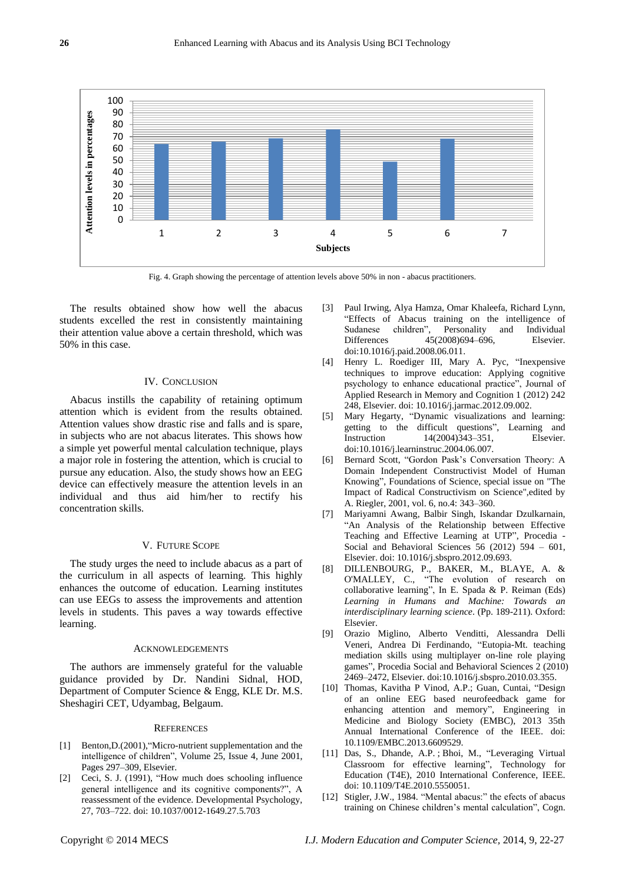Fig. 4. Graph showing the percentage of attention levels above 50% in non - abacus practitioners.

The results obtained show how well the abacus students excelled the rest in consistently maintaining their attention value above a certain threshold, which was 50% in this case.

## IV. Conclusion

Abacus instills the capability of retaining optimum attention which is evident from the results obtained. Attention values show drastic rise and falls and is spare, in subjects who are not abacus literates. This shows how a simple yet powerful mental calculation technique, plays a major role in fostering the attention, which is crucial to pursue any education. Also, the study shows how an EEG device can effectively measure the attention levels in an individual and thus aid him/her to rectify his concentration skills.

## V. Future Scope

The study urges the need to include abacus as a part of the curriculum in all aspects of learning. This highly enhances the outcome of education. Learning institutes can use EEGs to assess the improvements and attention levels in students. This paves a way towards effective learning.

## Acknowledgements

The authors are immensely grateful for the valuable guidance provided by Dr. Nandini Sidnal, HOD, Department of Computer Science & Engg, KLE Dr. M.S. Sheshagiri CET, Udyambag, Belgaum.

## References

[1] Benton,D.(2001),"Micro-nutrient supplementation and the intelligence of children", Volume 25, Issue 4, June 2001, Pages 297–309, Elsevier.

[2] Ceci, S. J. (1991), "How much does schooling influence general intelligence and its cognitive components?", A reassessment of the evidence. Developmental Psychology, 27, 703–722. doi: 10.1037/0012-1649.27.5.703

[3] Paul Irwing, Alya Hamza, Omar Khaleefa, Richard Lynn, "Effects of Abacus training on the intelligence of Sudanese children", Personality and Individual Differences 45(2008)694–696, Elsevier. doi:10.1016/j.paid.2008.06.011.

[4] Henry L. Roediger III, Mary A. Pyc, "Inexpensive techniques to improve education: Applying cognitive psychology to enhance educational practice", Journal of Applied Research in Memory and Cognition 1 (2012) 242 248, Elsevier. doi: 10.1016/j.jarmac.2012.09.002.

[5] Mary Hegarty, "Dynamic visualizations and learning: getting to the difficult questions", Learning and Instruction 14(2004)343–351, Elsevier. doi:10.1016/j.learninstruc.2004.06.007.

[6] Bernard Scott, "Gordon Pask's Conversation Theory: A Domain Independent Constructivist Model of Human Knowing", Foundations of Science, special issue on "The Impact of Radical Constructivism on Science",edited by A. Riegler, 2001, vol. 6, no.4: 343–360.

[7] Mariyamni Awang, Balbir Singh, Iskandar Dzulkarnain, "An Analysis of the Relationship between Effective Teaching and Effective Learning at UTP", Procedia - Social and Behavioral Sciences 56 (2012) 594 – 601, Elsevier. doi: 10.1016/j.sbspro.2012.09.693.

[8] DILLENBOURG, P., BAKER, M., BLAYE, A. & O'MALLEY, C., "The evolution of research on collaborative learning", In E. Spada & P. Reiman (Eds) *Learning in Humans and Machine: Towards an interdisciplinary learning science*. (Pp. 189-2111). Oxford: Elsevier.

[9] Orazio Miglino, Alberto Venditti, Alessandra Delli Veneri, Andrea Di Ferdinando, "Eutopia-Mt. teaching mediation skills using multiplayer on-line role playing games", Procedia Social and Behavioral Sciences 2 (2010) 2469–2472, Elsevier. doi:10.1016/j.sbspro.2010.03.355.

[10] Thomas, Kavitha P Vinod, A.P.; Guan, Cuntai, "Design of an online EEG based neurofeedback game for enhancing attention and memory", Engineering in Medicine and Biology Society (EMBC), 2013 35th Annual International Conference of the IEEE. doi: 10.1109/EMBC.2013.6609529.

[11] Das, S., Dhande, A.P. ; Bhoi, M., "Leveraging Virtual Classroom for effective learning", Technology for Education (T4E), 2010 International Conference, IEEE. doi: 10.1109/T4E.2010.5550051.

[12] Stigler, J.W., 1984. "Mental abacus:" the efects of abacus training on Chinese children's mental calculation", Cogn.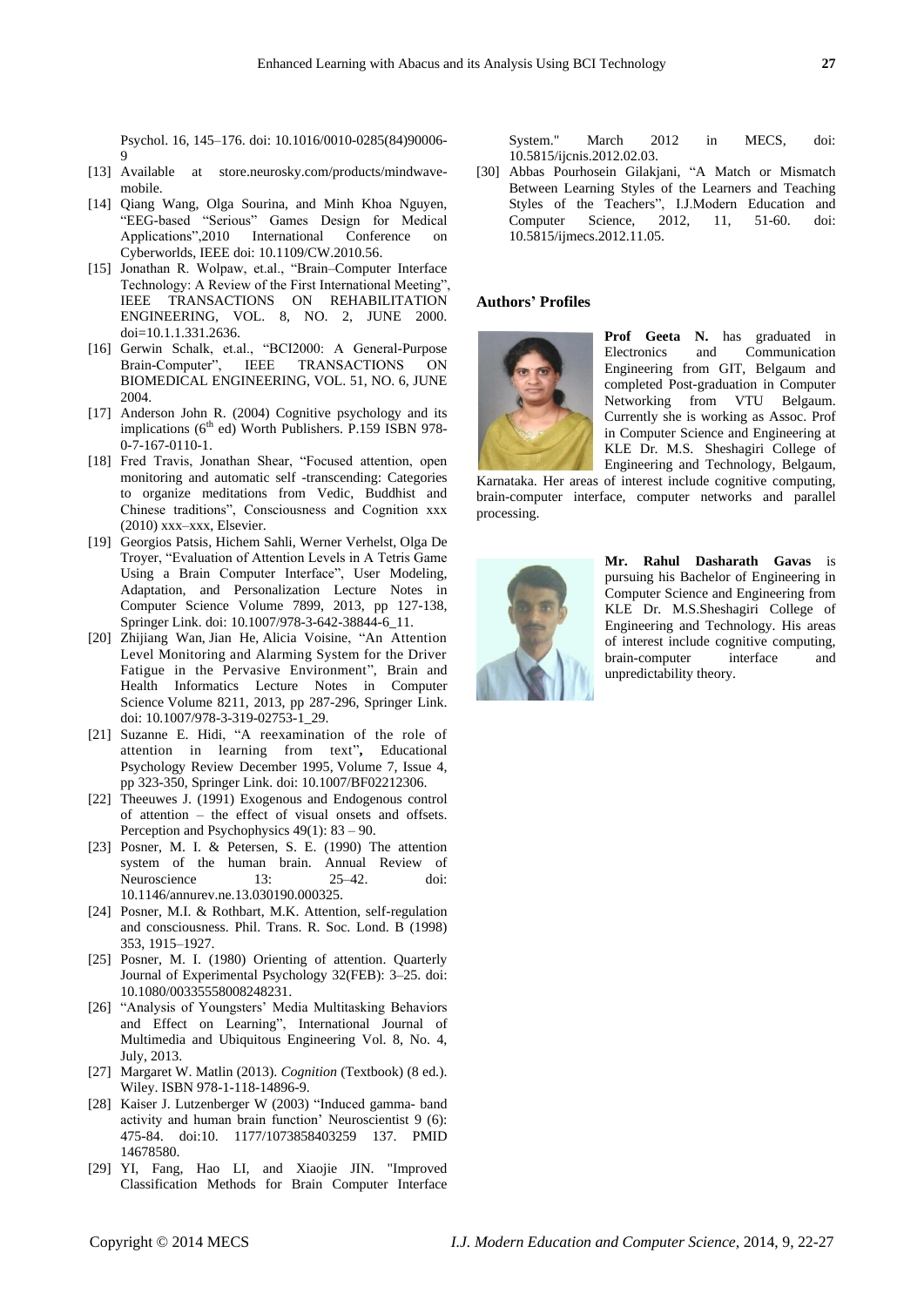Psychol. 16, 145–176. doi: 10.1016/0010-0285(84)90006-9

[13] Available at store.neurosky.com/products/mindwave-mobile.

[14] Qiang Wang, Olga Sourina, and Minh Khoa Nguyen, "EEG-based "Serious" Games Design for Medical Applications",2010 International Conference on Cyberworlds, IEEE doi: 10.1109/CW.2010.56.

[15] Jonathan R. Wolpaw, et.al., "Brain–Computer Interface Technology: A Review of the First International Meeting", IEEE TRANSACTIONS ON REHABILITATION ENGINEERING, VOL. 8, NO. 2, JUNE 2000. doi=10.1.1.331.2636.

[16] Gerwin Schalk, et.al., "BCI2000: A General-Purpose Brain-Computer", IEEE TRANSACTIONS ON BIOMEDICAL ENGINEERING, VOL. 51, NO. 6, JUNE 2004.

[17] Anderson John R. (2004) Cognitive psychology and its implications (6th ed) Worth Publishers. P.159 ISBN 978-0-7-167-0110-1.

[18] Fred Travis, Jonathan Shear, "Focused attention, open monitoring and automatic self -transcending: Categories to organize meditations from Vedic, Buddhist and Chinese traditions", Consciousness and Cognition xxx (2010) xxx–xxx, Elsevier.

[19] Georgios Patsis, Hichem Sahli, Werner Verhelst, Olga De Troyer, "Evaluation of Attention Levels in A Tetris Game Using a Brain Computer Interface", User Modeling, Adaptation, and Personalization Lecture Notes in Computer Science Volume 7899, 2013, pp 127-138, Springer Link. doi: 10.1007/978-3-642-38844-6_11.

[20] Zhijiang Wan, Jian He, Alicia Voisine, "An Attention Level Monitoring and Alarming System for the Driver Fatigue in the Pervasive Environment", Brain and Health Informatics Lecture Notes in Computer Science Volume 8211, 2013, pp 287-296, Springer Link. doi: 10.1007/978-3-319-02753-1_29.

[21] Suzanne E. Hidi, "A reexamination of the role of attention in learning from text", Educational Psychology Review December 1995, Volume 7, Issue 4, pp 323-350, Springer Link. doi: 10.1007/BF02212306.

[22] Theeuwes J. (1991) Exogenous and Endogenous control of attention – the effect of visual onsets and offsets. Perception and Psychophysics 49(1): 83 – 90.

[23] Posner, M. I. & Petersen, S. E. (1990) The attention system of the human brain. Annual Review of Neuroscience 13: 25–42. doi: 10.1146/annurev.ne.13.030190.000325.

[24] Posner, M.I. & Rothbart, M.K. Attention, self-regulation and consciousness. Phil. Trans. R. Soc. Lond. B (1998) 353, 1915–1927.

[25] Posner, M. I. (1980) Orienting of attention. Quarterly Journal of Experimental Psychology 32(FEB): 3–25. doi: 10.1080/00335558008248231.

[26] "Analysis of Youngsters' Media Multitasking Behaviors and Effect on Learning", International Journal of Multimedia and Ubiquitous Engineering Vol. 8, No. 4, July, 2013.

[27] Margaret W. Matlin (2013). *Cognition* (Textbook) (8 ed.). Wiley. ISBN 978-1-118-14896-9.

[28] Kaiser J. Lutzenberger W (2003) "Induced gamma- band activity and human brain function' Neuroscientist 9 (6): 475-84. doi:10. 1177/1073858403259 137. PMID 14678580.

[29] YI, Fang, Hao LI, and Xiaojie JIN. "Improved Classification Methods for Brain Computer Interface System." March 2012 in MECS, doi: 10.5815/ijcnis.2012.02.03.

[30] Abbas Pourhosein Gilakjani, "A Match or Mismatch Between Learning Styles of the Learners and Teaching Styles of the Teachers", I.J.Modern Education and Computer Science, 2012, 11, 51-60. doi: 10.5815/ijmecs.2012.11.05.

## Authors' Profiles

**Prof Geeta N.** has graduated in Electronics and Communication Engineering from GIT, Belgaum and completed Post-graduation in Computer Networking from VTU Belgaum. Currently she is working as Assoc. Prof in Computer Science and Engineering at KLE Dr. M.S. Sheshagiri College of Engineering and Technology, Belgaum, Karnataka. Her areas of interest include cognitive computing, brain-computer interface, computer networks and parallel processing.

**Mr. Rahul Dasharath Gavas** is pursuing his Bachelor of Engineering in Computer Science and Engineering from KLE Dr. M.S.Sheshagiri College of Engineering and Technology. His areas of interest include cognitive computing, brain-computer interface and unpredictability theory.